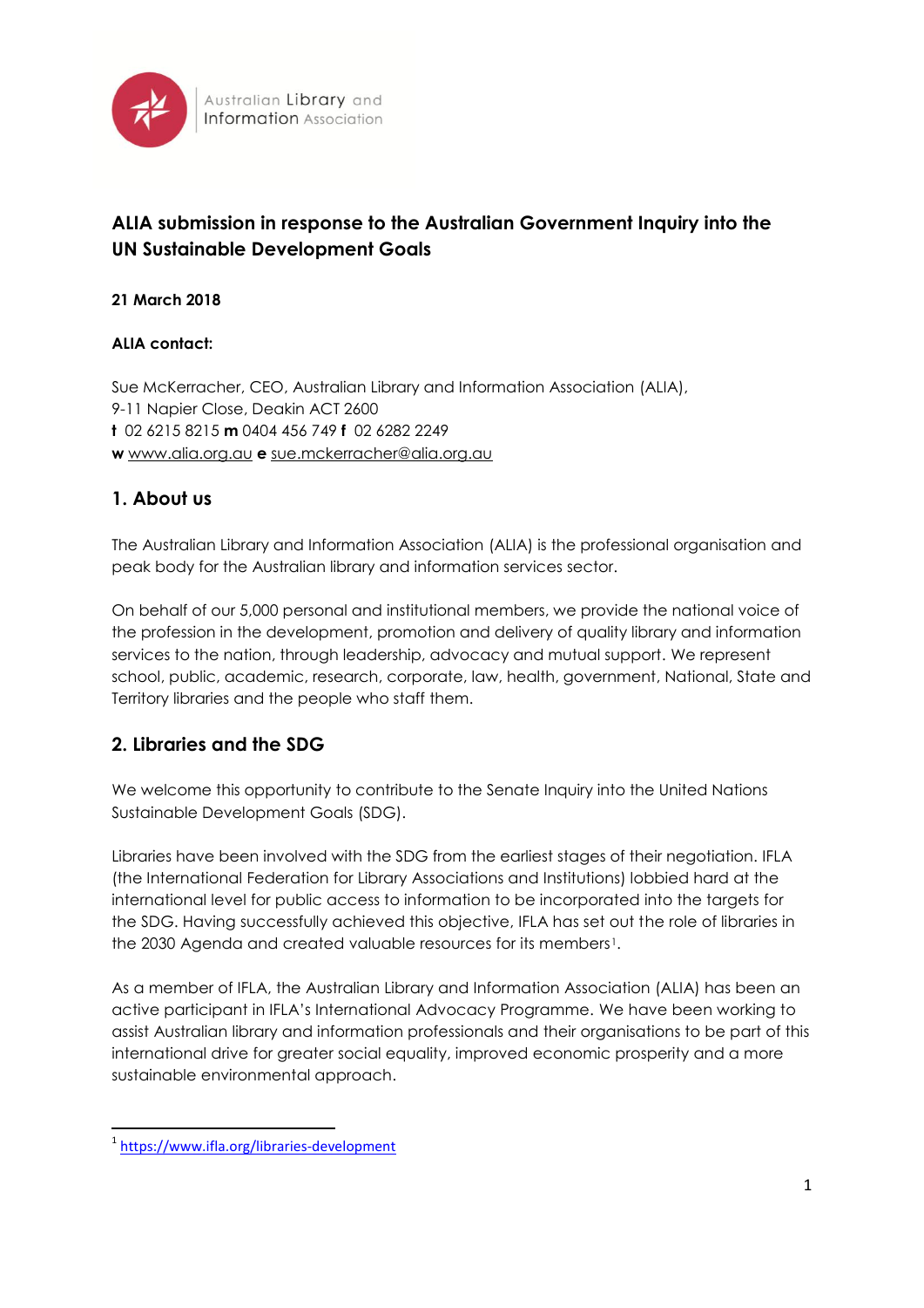Australian Library and Information Association

# ALIA submission in response to the Australian Government Inquiry into the UN Sustainable Development Goals

**21 March 2018**

**ALIA contact:**

Sue McKerracher, CEO, Australian Library and Information Association (ALIA),
9-11 Napier Close, Deakin ACT 2600
**t** 02 6215 8215 **m** 0404 456 749 **f** 02 6282 2249
**w** www.alia.org.au **e** sue.mckerracher@alia.org.au

## 1. About us

The Australian Library and Information Association (ALIA) is the professional organisation and peak body for the Australian library and information services sector.

On behalf of our 5,000 personal and institutional members, we provide the national voice of the profession in the development, promotion and delivery of quality library and information services to the nation, through leadership, advocacy and mutual support. We represent school, public, academic, research, corporate, law, health, government, National, State and Territory libraries and the people who staff them.

## 2. Libraries and the SDG

We welcome this opportunity to contribute to the Senate Inquiry into the United Nations Sustainable Development Goals (SDG).

Libraries have been involved with the SDG from the earliest stages of their negotiation. IFLA (the International Federation for Library Associations and Institutions) lobbied hard at the international level for public access to information to be incorporated into the targets for the SDG. Having successfully achieved this objective, IFLA has set out the role of libraries in the 2030 Agenda and created valuable resources for its members[1].

As a member of IFLA, the Australian Library and Information Association (ALIA) has been an active participant in IFLA's International Advocacy Programme. We have been working to assist Australian library and information professionals and their organisations to be part of this international drive for greater social equality, improved economic prosperity and a more sustainable environmental approach.

---

[1] https://www.ifla.org/libraries-development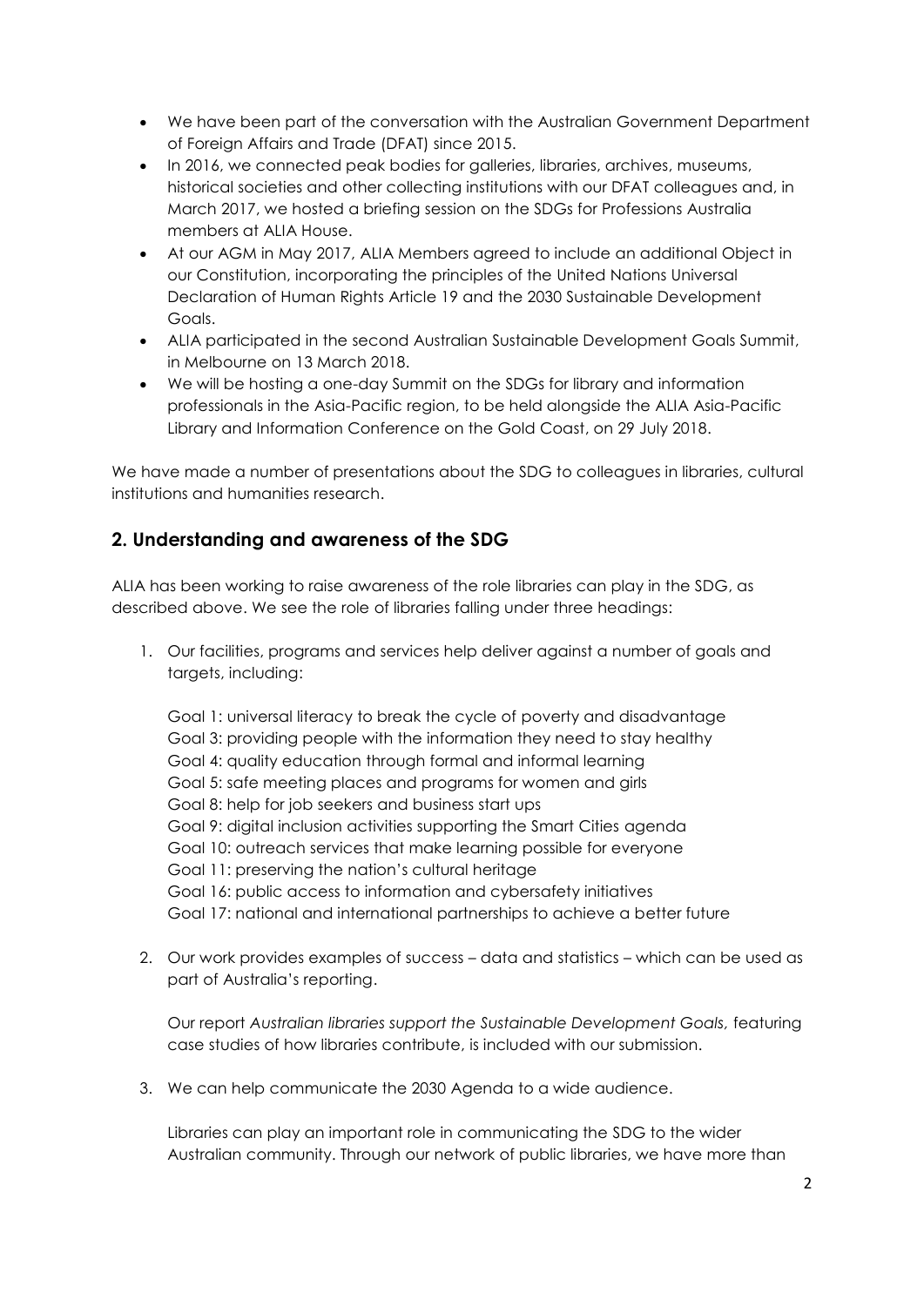- We have been part of the conversation with the Australian Government Department of Foreign Affairs and Trade (DFAT) since 2015.
- In 2016, we connected peak bodies for galleries, libraries, archives, museums, historical societies and other collecting institutions with our DFAT colleagues and, in March 2017, we hosted a briefing session on the SDGs for Professions Australia members at ALIA House.
- At our AGM in May 2017, ALIA Members agreed to include an additional Object in our Constitution, incorporating the principles of the United Nations Universal Declaration of Human Rights Article 19 and the 2030 Sustainable Development Goals.
- ALIA participated in the second Australian Sustainable Development Goals Summit, in Melbourne on 13 March 2018.
- We will be hosting a one-day Summit on the SDGs for library and information professionals in the Asia-Pacific region, to be held alongside the ALIA Asia-Pacific Library and Information Conference on the Gold Coast, on 29 July 2018.

We have made a number of presentations about the SDG to colleagues in libraries, cultural institutions and humanities research.

## 2. Understanding and awareness of the SDG

ALIA has been working to raise awareness of the role libraries can play in the SDG, as described above. We see the role of libraries falling under three headings:

1. Our facilities, programs and services help deliver against a number of goals and targets, including:

   Goal 1: universal literacy to break the cycle of poverty and disadvantage
   Goal 3: providing people with the information they need to stay healthy
   Goal 4: quality education through formal and informal learning
   Goal 5: safe meeting places and programs for women and girls
   Goal 8: help for job seekers and business start ups
   Goal 9: digital inclusion activities supporting the Smart Cities agenda
   Goal 10: outreach services that make learning possible for everyone
   Goal 11: preserving the nation's cultural heritage
   Goal 16: public access to information and cybersafety initiatives
   Goal 17: national and international partnerships to achieve a better future

2. Our work provides examples of success – data and statistics – which can be used as part of Australia's reporting.

   Our report *Australian libraries support the Sustainable Development Goals,* featuring case studies of how libraries contribute, is included with our submission.

3. We can help communicate the 2030 Agenda to a wide audience.

   Libraries can play an important role in communicating the SDG to the wider Australian community. Through our network of public libraries, we have more than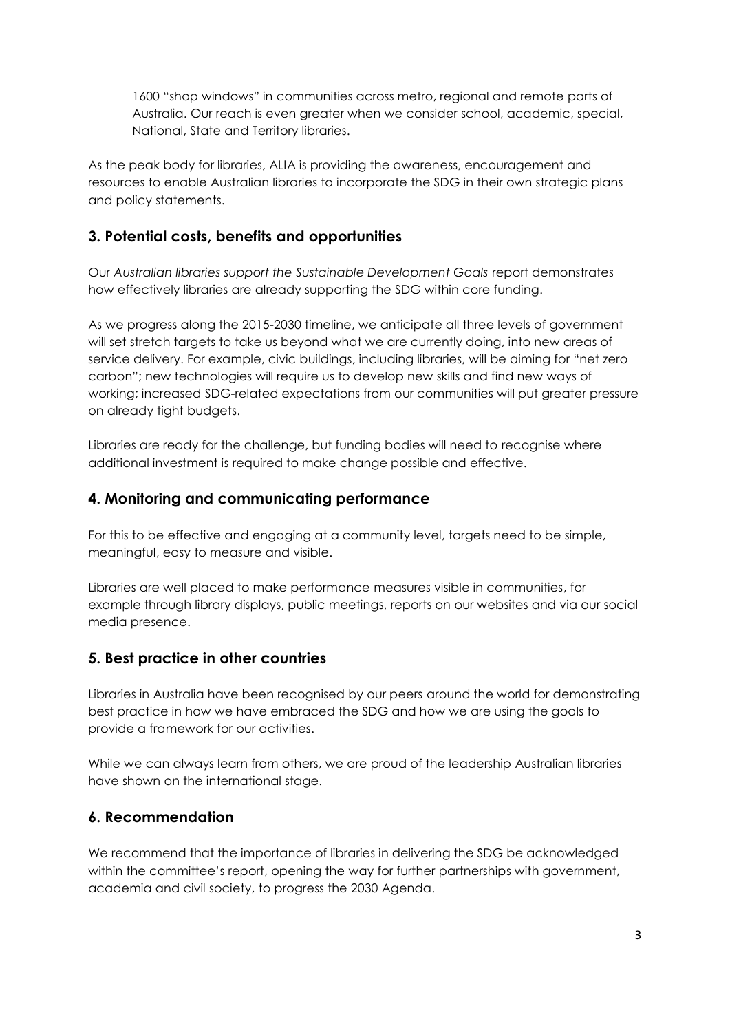1600 "shop windows" in communities across metro, regional and remote parts of Australia. Our reach is even greater when we consider school, academic, special, National, State and Territory libraries.

As the peak body for libraries, ALIA is providing the awareness, encouragement and resources to enable Australian libraries to incorporate the SDG in their own strategic plans and policy statements.

## 3. Potential costs, benefits and opportunities

Our *Australian libraries support the Sustainable Development Goals* report demonstrates how effectively libraries are already supporting the SDG within core funding.

As we progress along the 2015-2030 timeline, we anticipate all three levels of government will set stretch targets to take us beyond what we are currently doing, into new areas of service delivery. For example, civic buildings, including libraries, will be aiming for "net zero carbon"; new technologies will require us to develop new skills and find new ways of working; increased SDG-related expectations from our communities will put greater pressure on already tight budgets.

Libraries are ready for the challenge, but funding bodies will need to recognise where additional investment is required to make change possible and effective.

## 4. Monitoring and communicating performance

For this to be effective and engaging at a community level, targets need to be simple, meaningful, easy to measure and visible.

Libraries are well placed to make performance measures visible in communities, for example through library displays, public meetings, reports on our websites and via our social media presence.

## 5. Best practice in other countries

Libraries in Australia have been recognised by our peers around the world for demonstrating best practice in how we have embraced the SDG and how we are using the goals to provide a framework for our activities.

While we can always learn from others, we are proud of the leadership Australian libraries have shown on the international stage.

## 6. Recommendation

We recommend that the importance of libraries in delivering the SDG be acknowledged within the committee's report, opening the way for further partnerships with government, academia and civil society, to progress the 2030 Agenda.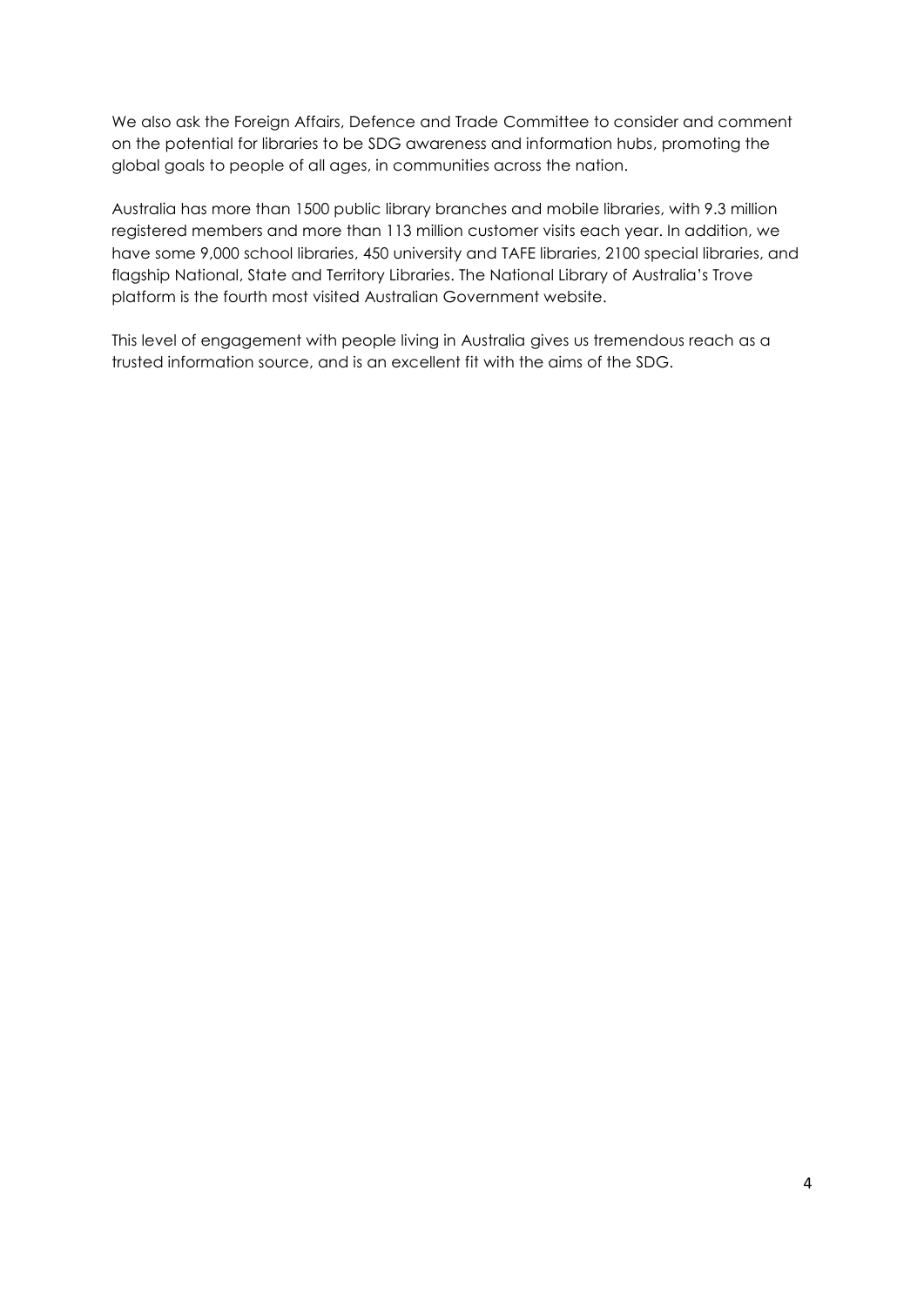We also ask the Foreign Affairs, Defence and Trade Committee to consider and comment on the potential for libraries to be SDG awareness and information hubs, promoting the global goals to people of all ages, in communities across the nation.

Australia has more than 1500 public library branches and mobile libraries, with 9.3 million registered members and more than 113 million customer visits each year. In addition, we have some 9,000 school libraries, 450 university and TAFE libraries, 2100 special libraries, and flagship National, State and Territory Libraries. The National Library of Australia's Trove platform is the fourth most visited Australian Government website.

This level of engagement with people living in Australia gives us tremendous reach as a trusted information source, and is an excellent fit with the aims of the SDG.